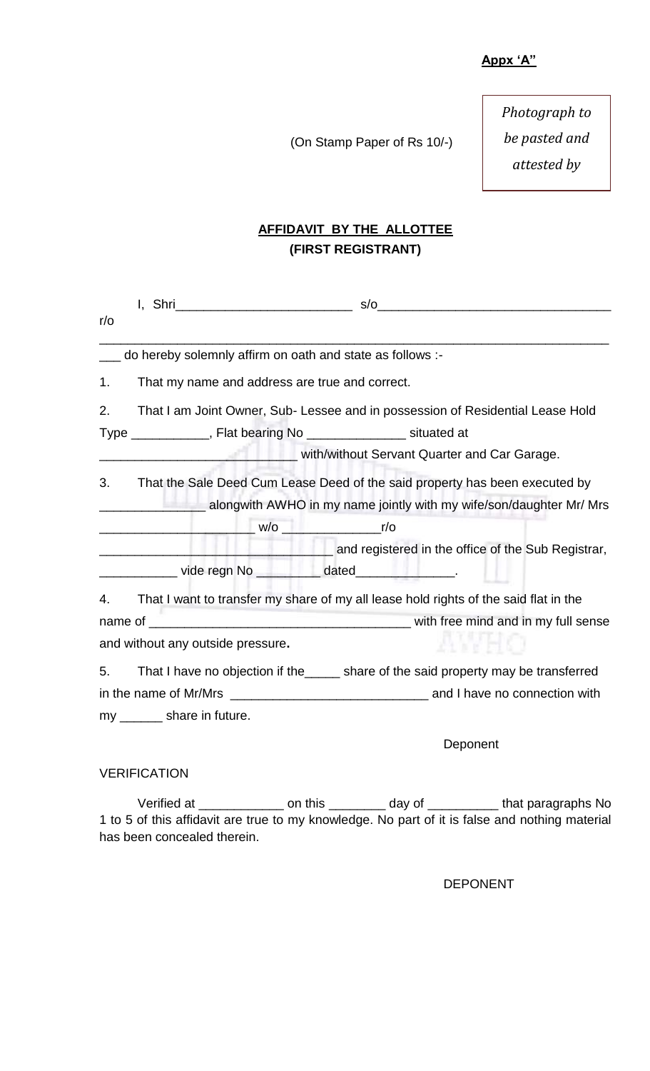**Appx 'A"**

*Photograph to be pasted and attested by*

(On Stamp Paper of Rs 10/-)

**AFFIDAVIT BY THE ALLOTTEE**
**(FIRST REGISTRANT)**

I, Shri_________________________ s/o_________________________________ r/o ___________________________________________________________________________ do hereby solemnly affirm on oath and state as follows :-

1. That my name and address are true and correct.

2. That I am Joint Owner, Sub- Lessee and in possession of Residential Lease Hold Type ___________, Flat bearing No ______________ situated at ____________________________ with/without Servant Quarter and Car Garage.

3. That the Sale Deed Cum Lease Deed of the said property has been executed by _______________ alongwith AWHO in my name jointly with my wife/son/daughter Mr/ Mrs ______________________ w/o ______________r/o __________________________________ and registered in the office of the Sub Registrar, ___________ vide regn No _________ dated______________.

4. That I want to transfer my share of my all lease hold rights of the said flat in the name of _____________________________________ with free mind and in my full sense and without any outside pressure**.**

5. That I have no objection if the_____ share of the said property may be transferred in the name of Mr/Mrs ____________________________ and I have no connection with my ______ share in future.

Deponent

VERIFICATION

Verified at ____________ on this ________ day of __________ that paragraphs No 1 to 5 of this affidavit are true to my knowledge. No part of it is false and nothing material has been concealed therein.

DEPONENT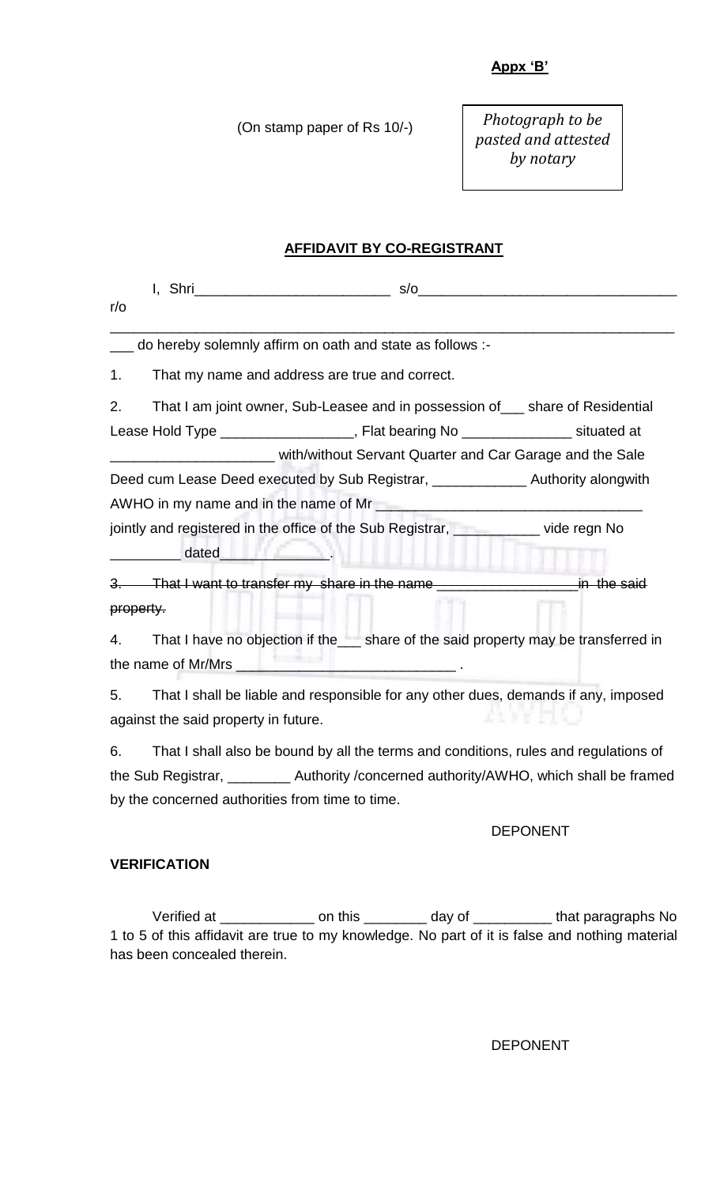**Appx 'B'**

(On stamp paper of Rs 10/-)

*Photograph to be pasted and attested by notary*

**AFFIDAVIT BY CO-REGISTRANT**

I, Shri_________________________ s/o_________________________________ r/o ___________________________________________________________________________ do hereby solemnly affirm on oath and state as follows :-

1. That my name and address are true and correct.

2. That I am joint owner, Sub-Leasee and in possession of___ share of Residential Lease Hold Type _________________, Flat bearing No ______________ situated at _____________________ with/without Servant Quarter and Car Garage and the Sale Deed cum Lease Deed executed by Sub Registrar, ____________ Authority alongwith AWHO in my name and in the name of Mr __________________________________ jointly and registered in the office of the Sub Registrar, ___________ vide regn No _________ dated______________.

3. ~~That I want to transfer my share in the name __________________in the said property.~~

4. That I have no objection if the___ share of the said property may be transferred in the name of Mr/Mrs _____________________________ .

5. That I shall be liable and responsible for any other dues, demands if any, imposed against the said property in future.

6. That I shall also be bound by all the terms and conditions, rules and regulations of the Sub Registrar, ________ Authority /concerned authority/AWHO, which shall be framed by the concerned authorities from time to time.

DEPONENT

**VERIFICATION**

Verified at ____________ on this ________ day of __________ that paragraphs No 1 to 5 of this affidavit are true to my knowledge. No part of it is false and nothing material has been concealed therein.

DEPONENT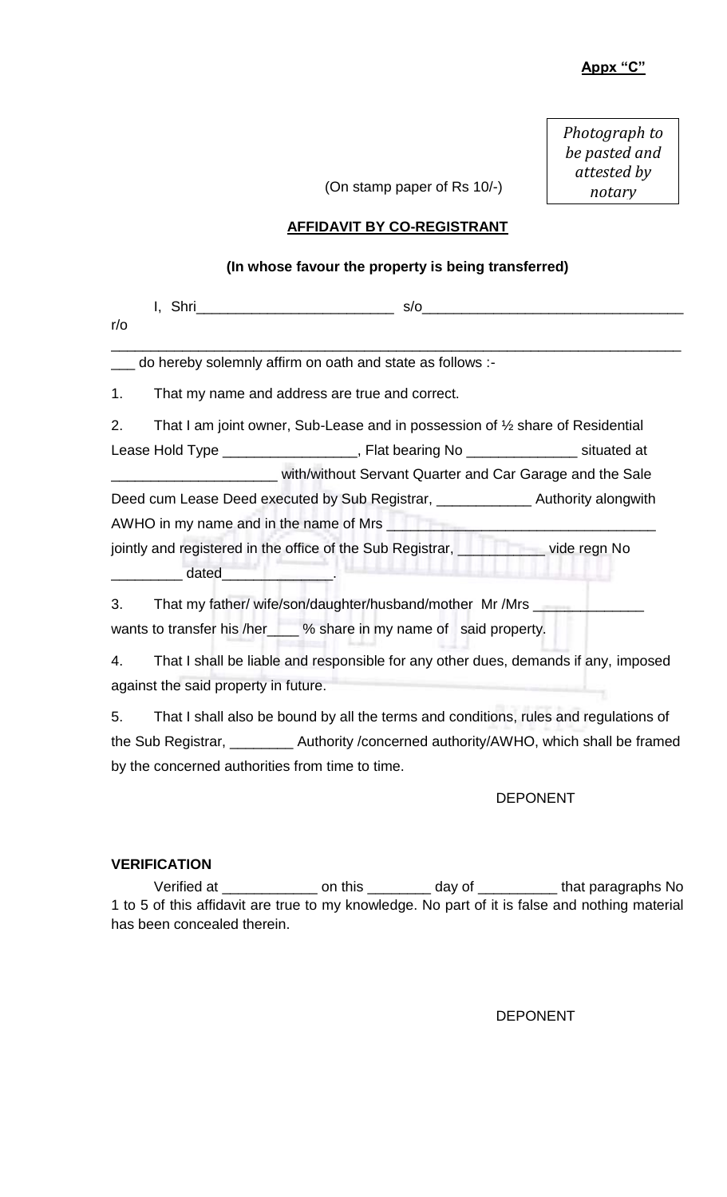**Appx "C"**

*Photograph to be pasted and attested by notary*

(On stamp paper of Rs 10/-)

**AFFIDAVIT BY CO-REGISTRANT**

**(In whose favour the property is being transferred)**

I, Shri_________________________ s/o_________________________________ r/o ___________________________________________________________________________ ___ do hereby solemnly affirm on oath and state as follows :-

1. That my name and address are true and correct.

2. That I am joint owner, Sub-Lease and in possession of ½ share of Residential Lease Hold Type _________________, Flat bearing No ______________ situated at _____________________ with/without Servant Quarter and Car Garage and the Sale Deed cum Lease Deed executed by Sub Registrar, ____________ Authority alongwith AWHO in my name and in the name of Mrs _________________________________ jointly and registered in the office of the Sub Registrar, __________ vide regn No _________ dated______________.

3. That my father/ wife/son/daughter/husband/mother Mr /Mrs ______________ wants to transfer his /her____ % share in my name of said property.

4. That I shall be liable and responsible for any other dues, demands if any, imposed against the said property in future.

5. That I shall also be bound by all the terms and conditions, rules and regulations of the Sub Registrar, ________ Authority /concerned authority/AWHO, which shall be framed by the concerned authorities from time to time.

DEPONENT

**VERIFICATION**

Verified at ____________ on this ________ day of __________ that paragraphs No 1 to 5 of this affidavit are true to my knowledge. No part of it is false and nothing material has been concealed therein.

DEPONENT